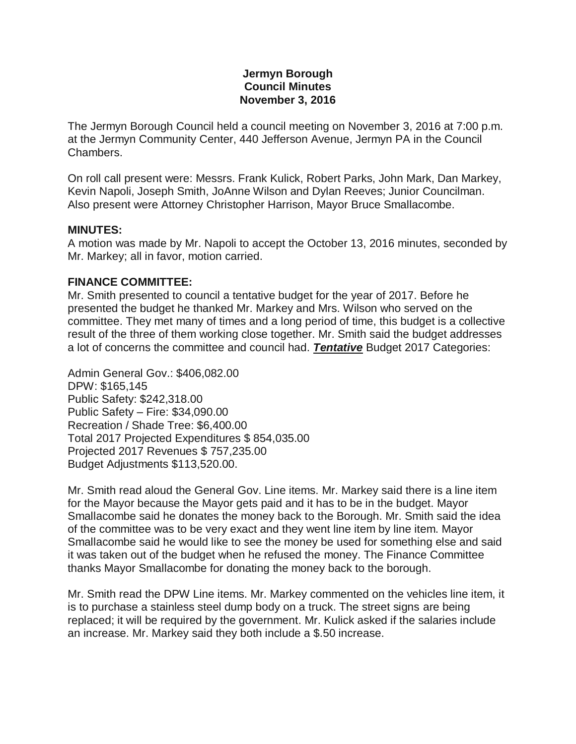# Jermyn Borough
## Council Minutes
## November 3, 2016

The Jermyn Borough Council held a council meeting on November 3, 2016 at 7:00 p.m. at the Jermyn Community Center, 440 Jefferson Avenue, Jermyn PA in the Council Chambers.

On roll call present were: Messrs. Frank Kulick, Robert Parks, John Mark, Dan Markey, Kevin Napoli, Joseph Smith, JoAnne Wilson and Dylan Reeves; Junior Councilman. Also present were Attorney Christopher Harrison, Mayor Bruce Smallacombe.

**MINUTES:**
A motion was made by Mr. Napoli to accept the October 13, 2016 minutes, seconded by Mr. Markey; all in favor, motion carried.

**FINANCE COMMITTEE:**
Mr. Smith presented to council a tentative budget for the year of 2017. Before he presented the budget he thanked Mr. Markey and Mrs. Wilson who served on the committee. They met many of times and a long period of time, this budget is a collective result of the three of them working close together. Mr. Smith said the budget addresses a lot of concerns the committee and council had. ***Tentative*** Budget 2017 Categories:

Admin General Gov.: $406,082.00
DPW: $165,145
Public Safety: $242,318.00
Public Safety – Fire: $34,090.00
Recreation / Shade Tree: $6,400.00
Total 2017 Projected Expenditures $ 854,035.00
Projected 2017 Revenues $ 757,235.00
Budget Adjustments $113,520.00.

Mr. Smith read aloud the General Gov. Line items. Mr. Markey said there is a line item for the Mayor because the Mayor gets paid and it has to be in the budget. Mayor Smallacombe said he donates the money back to the Borough. Mr. Smith said the idea of the committee was to be very exact and they went line item by line item. Mayor Smallacombe said he would like to see the money be used for something else and said it was taken out of the budget when he refused the money. The Finance Committee thanks Mayor Smallacombe for donating the money back to the borough.

Mr. Smith read the DPW Line items. Mr. Markey commented on the vehicles line item, it is to purchase a stainless steel dump body on a truck. The street signs are being replaced; it will be required by the government. Mr. Kulick asked if the salaries include an increase. Mr. Markey said they both include a $.50 increase.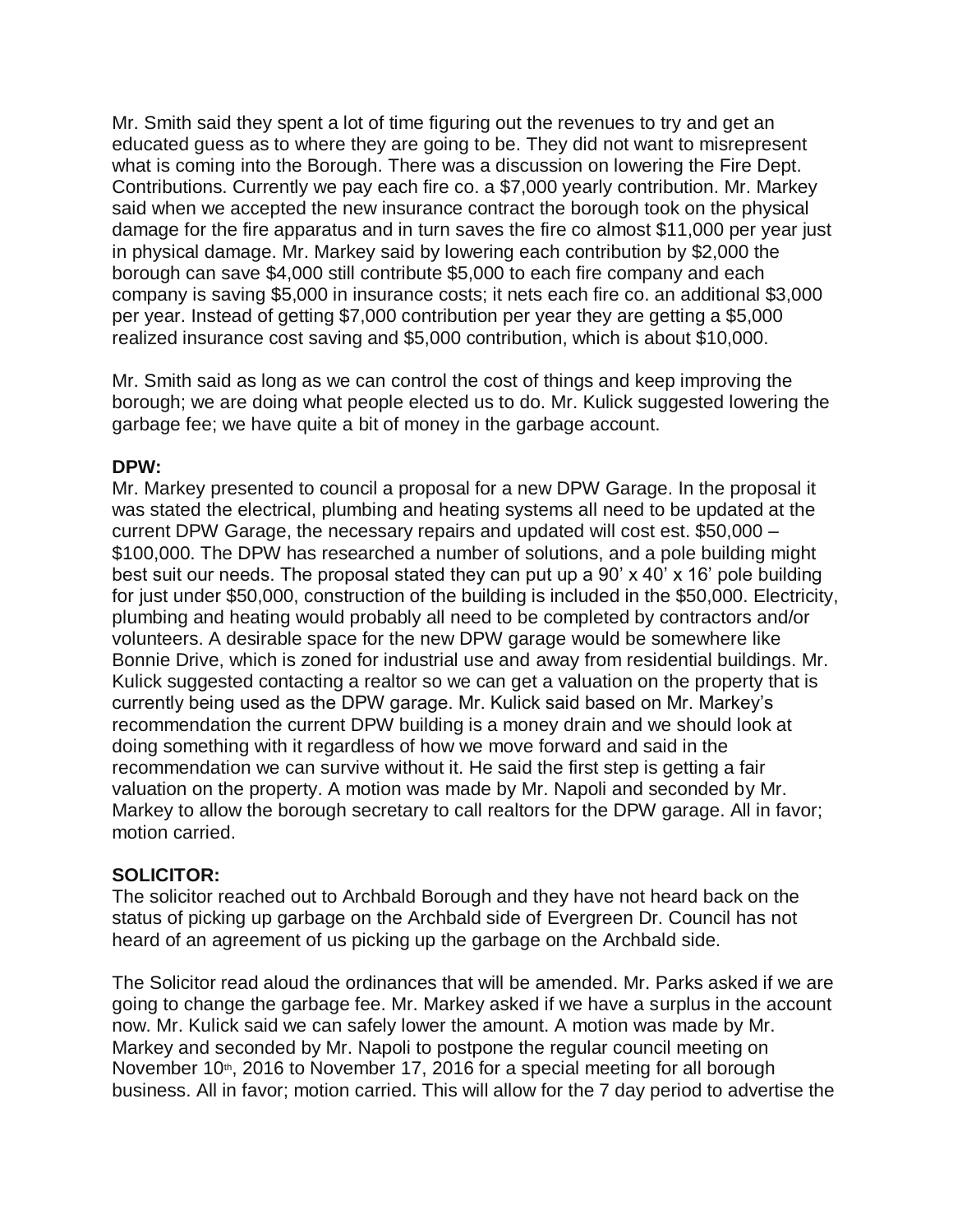Mr. Smith said they spent a lot of time figuring out the revenues to try and get an educated guess as to where they are going to be. They did not want to misrepresent what is coming into the Borough. There was a discussion on lowering the Fire Dept. Contributions. Currently we pay each fire co. a $7,000 yearly contribution. Mr. Markey said when we accepted the new insurance contract the borough took on the physical damage for the fire apparatus and in turn saves the fire co almost $11,000 per year just in physical damage. Mr. Markey said by lowering each contribution by $2,000 the borough can save $4,000 still contribute $5,000 to each fire company and each company is saving $5,000 in insurance costs; it nets each fire co. an additional $3,000 per year. Instead of getting $7,000 contribution per year they are getting a $5,000 realized insurance cost saving and $5,000 contribution, which is about $10,000.

Mr. Smith said as long as we can control the cost of things and keep improving the borough; we are doing what people elected us to do. Mr. Kulick suggested lowering the garbage fee; we have quite a bit of money in the garbage account.

**DPW:**
Mr. Markey presented to council a proposal for a new DPW Garage. In the proposal it was stated the electrical, plumbing and heating systems all need to be updated at the current DPW Garage, the necessary repairs and updated will cost est. $50,000 – $100,000. The DPW has researched a number of solutions, and a pole building might best suit our needs. The proposal stated they can put up a 90' x 40' x 16' pole building for just under $50,000, construction of the building is included in the $50,000. Electricity, plumbing and heating would probably all need to be completed by contractors and/or volunteers. A desirable space for the new DPW garage would be somewhere like Bonnie Drive, which is zoned for industrial use and away from residential buildings. Mr. Kulick suggested contacting a realtor so we can get a valuation on the property that is currently being used as the DPW garage. Mr. Kulick said based on Mr. Markey's recommendation the current DPW building is a money drain and we should look at doing something with it regardless of how we move forward and said in the recommendation we can survive without it. He said the first step is getting a fair valuation on the property. A motion was made by Mr. Napoli and seconded by Mr. Markey to allow the borough secretary to call realtors for the DPW garage. All in favor; motion carried.

**SOLICITOR:**
The solicitor reached out to Archbald Borough and they have not heard back on the status of picking up garbage on the Archbald side of Evergreen Dr. Council has not heard of an agreement of us picking up the garbage on the Archbald side.

The Solicitor read aloud the ordinances that will be amended. Mr. Parks asked if we are going to change the garbage fee. Mr. Markey asked if we have a surplus in the account now. Mr. Kulick said we can safely lower the amount. A motion was made by Mr. Markey and seconded by Mr. Napoli to postpone the regular council meeting on November 10th, 2016 to November 17, 2016 for a special meeting for all borough business. All in favor; motion carried. This will allow for the 7 day period to advertise the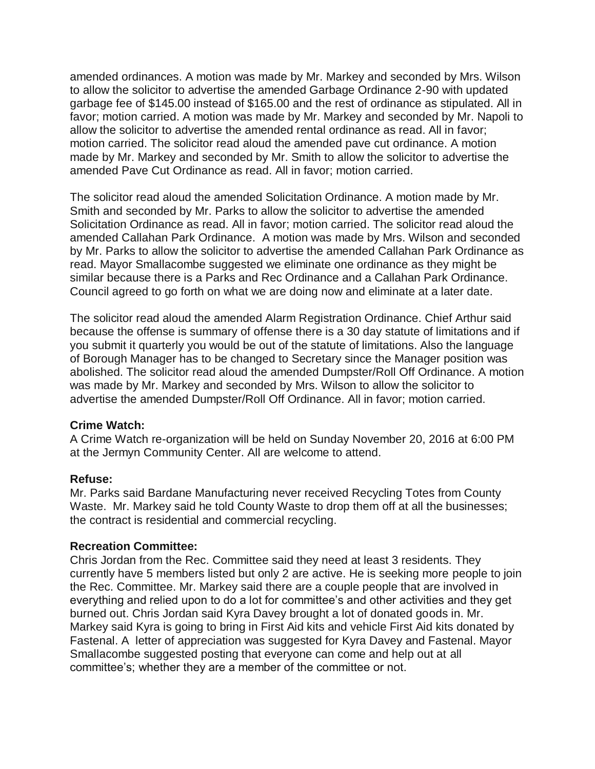amended ordinances. A motion was made by Mr. Markey and seconded by Mrs. Wilson to allow the solicitor to advertise the amended Garbage Ordinance 2-90 with updated garbage fee of $145.00 instead of $165.00 and the rest of ordinance as stipulated. All in favor; motion carried. A motion was made by Mr. Markey and seconded by Mr. Napoli to allow the solicitor to advertise the amended rental ordinance as read. All in favor; motion carried. The solicitor read aloud the amended pave cut ordinance. A motion made by Mr. Markey and seconded by Mr. Smith to allow the solicitor to advertise the amended Pave Cut Ordinance as read. All in favor; motion carried.

The solicitor read aloud the amended Solicitation Ordinance. A motion made by Mr. Smith and seconded by Mr. Parks to allow the solicitor to advertise the amended Solicitation Ordinance as read. All in favor; motion carried. The solicitor read aloud the amended Callahan Park Ordinance. A motion was made by Mrs. Wilson and seconded by Mr. Parks to allow the solicitor to advertise the amended Callahan Park Ordinance as read. Mayor Smallacombe suggested we eliminate one ordinance as they might be similar because there is a Parks and Rec Ordinance and a Callahan Park Ordinance. Council agreed to go forth on what we are doing now and eliminate at a later date.

The solicitor read aloud the amended Alarm Registration Ordinance. Chief Arthur said because the offense is summary of offense there is a 30 day statute of limitations and if you submit it quarterly you would be out of the statute of limitations. Also the language of Borough Manager has to be changed to Secretary since the Manager position was abolished. The solicitor read aloud the amended Dumpster/Roll Off Ordinance. A motion was made by Mr. Markey and seconded by Mrs. Wilson to allow the solicitor to advertise the amended Dumpster/Roll Off Ordinance. All in favor; motion carried.

**Crime Watch:**
A Crime Watch re-organization will be held on Sunday November 20, 2016 at 6:00 PM at the Jermyn Community Center. All are welcome to attend.

**Refuse:**
Mr. Parks said Bardane Manufacturing never received Recycling Totes from County Waste. Mr. Markey said he told County Waste to drop them off at all the businesses; the contract is residential and commercial recycling.

**Recreation Committee:**
Chris Jordan from the Rec. Committee said they need at least 3 residents. They currently have 5 members listed but only 2 are active. He is seeking more people to join the Rec. Committee. Mr. Markey said there are a couple people that are involved in everything and relied upon to do a lot for committee's and other activities and they get burned out. Chris Jordan said Kyra Davey brought a lot of donated goods in. Mr. Markey said Kyra is going to bring in First Aid kits and vehicle First Aid kits donated by Fastenal. A letter of appreciation was suggested for Kyra Davey and Fastenal. Mayor Smallacombe suggested posting that everyone can come and help out at all committee's; whether they are a member of the committee or not.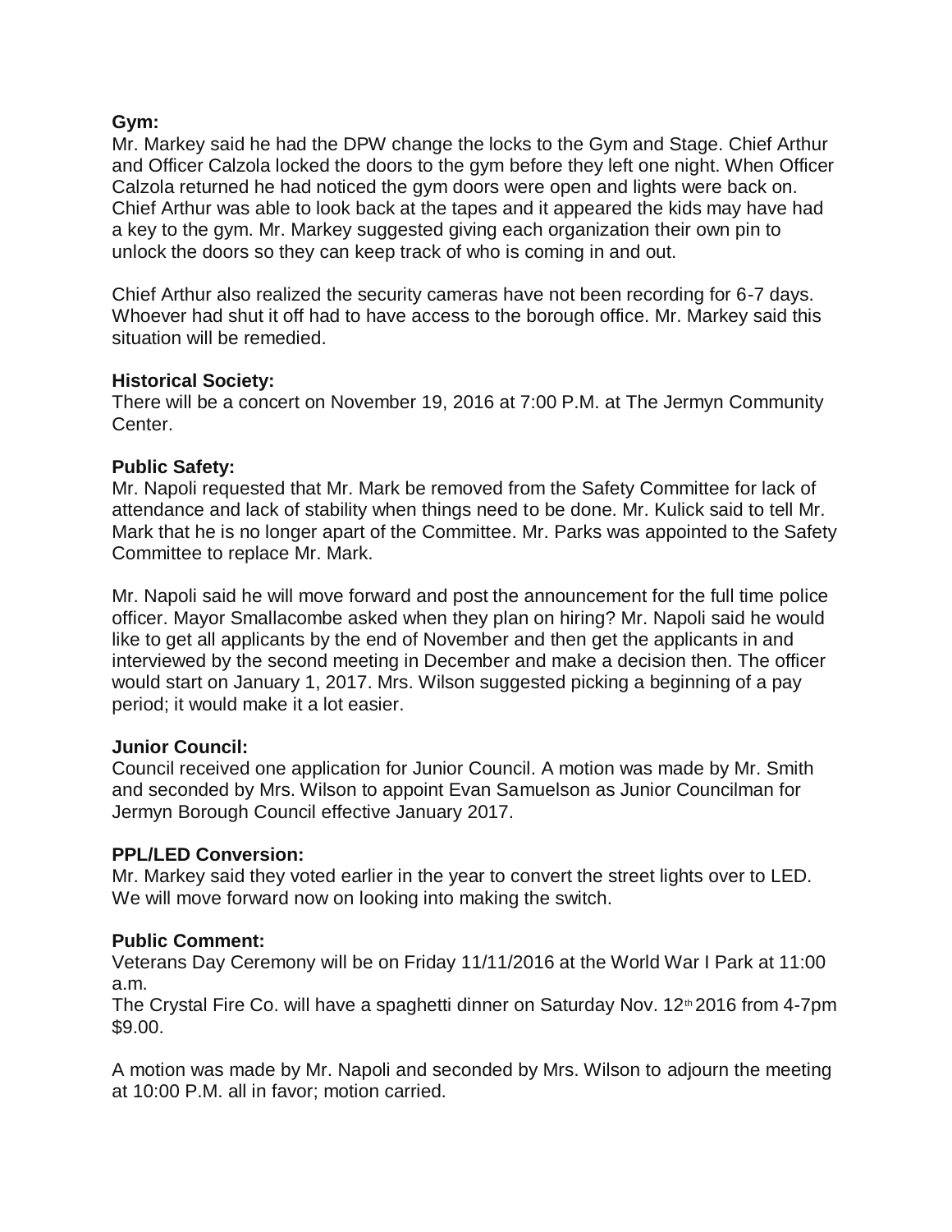**Gym:**
Mr. Markey said he had the DPW change the locks to the Gym and Stage. Chief Arthur and Officer Calzola locked the doors to the gym before they left one night. When Officer Calzola returned he had noticed the gym doors were open and lights were back on. Chief Arthur was able to look back at the tapes and it appeared the kids may have had a key to the gym. Mr. Markey suggested giving each organization their own pin to unlock the doors so they can keep track of who is coming in and out.

Chief Arthur also realized the security cameras have not been recording for 6-7 days. Whoever had shut it off had to have access to the borough office. Mr. Markey said this situation will be remedied.

**Historical Society:**
There will be a concert on November 19, 2016 at 7:00 P.M. at The Jermyn Community Center.

**Public Safety:**
Mr. Napoli requested that Mr. Mark be removed from the Safety Committee for lack of attendance and lack of stability when things need to be done. Mr. Kulick said to tell Mr. Mark that he is no longer apart of the Committee. Mr. Parks was appointed to the Safety Committee to replace Mr. Mark.

Mr. Napoli said he will move forward and post the announcement for the full time police officer. Mayor Smallacombe asked when they plan on hiring? Mr. Napoli said he would like to get all applicants by the end of November and then get the applicants in and interviewed by the second meeting in December and make a decision then. The officer would start on January 1, 2017. Mrs. Wilson suggested picking a beginning of a pay period; it would make it a lot easier.

**Junior Council:**
Council received one application for Junior Council. A motion was made by Mr. Smith and seconded by Mrs. Wilson to appoint Evan Samuelson as Junior Councilman for Jermyn Borough Council effective January 2017.

**PPL/LED Conversion:**
Mr. Markey said they voted earlier in the year to convert the street lights over to LED. We will move forward now on looking into making the switch.

**Public Comment:**
Veterans Day Ceremony will be on Friday 11/11/2016 at the World War I Park at 11:00 a.m.
The Crystal Fire Co. will have a spaghetti dinner on Saturday Nov. 12th 2016 from 4-7pm $9.00.

A motion was made by Mr. Napoli and seconded by Mrs. Wilson to adjourn the meeting at 10:00 P.M. all in favor; motion carried.